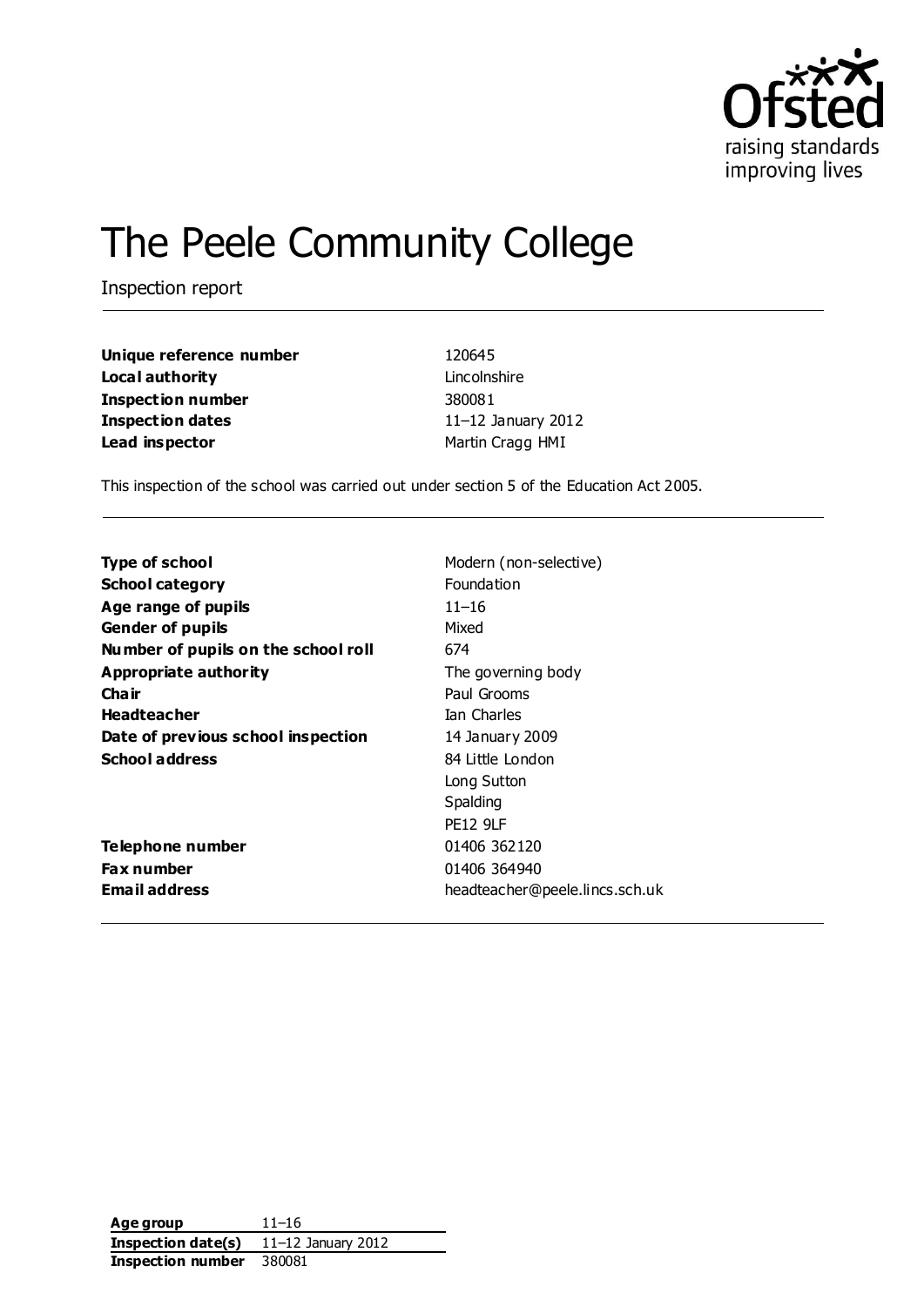Ofsted
raising standards
improving lives

# The Peele Community College

Inspection report

| | |
|---|---|
| **Unique reference number** | 120645 |
| **Local authority** | Lincolnshire |
| **Inspection number** | 380081 |
| **Inspection dates** | 11–12 January 2012 |
| **Lead inspector** | Martin Cragg HMI |

This inspection of the school was carried out under section 5 of the Education Act 2005.

| | |
|---|---|
| **Type of school** | Modern (non-selective) |
| **School category** | Foundation |
| **Age range of pupils** | 11–16 |
| **Gender of pupils** | Mixed |
| **Number of pupils on the school roll** | 674 |
| **Appropriate authority** | The governing body |
| **Chair** | Paul Grooms |
| **Headteacher** | Ian Charles |
| **Date of previous school inspection** | 14 January 2009 |
| **School address** | 84 Little London<br>Long Sutton<br>Spalding<br>PE12 9LF |
| **Telephone number** | 01406 362120 |
| **Fax number** | 01406 364940 |
| **Email address** | headteacher@peele.lincs.sch.uk |

| | |
|---|---|
| **Age group** | 11–16 |
| **Inspection date(s)** | 11–12 January 2012 |
| **Inspection number** | 380081 |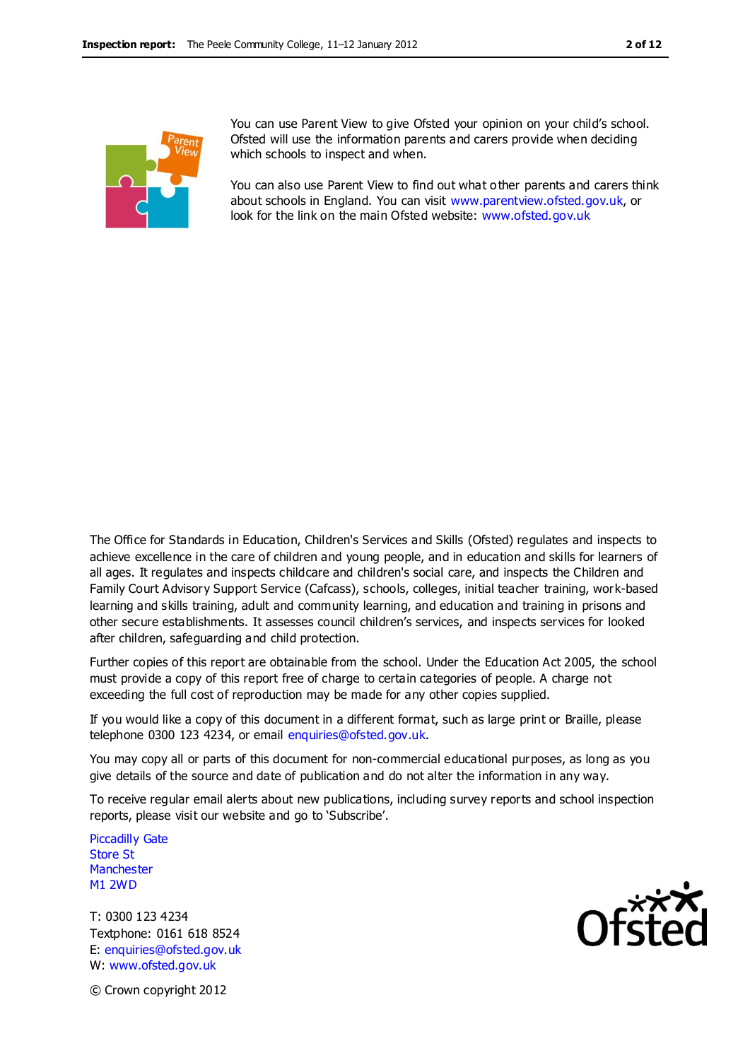You can use Parent View to give Ofsted your opinion on your child's school. Ofsted will use the information parents and carers provide when deciding which schools to inspect and when.

You can also use Parent View to find out what other parents and carers think about schools in England. You can visit www.parentview.ofsted.gov.uk, or look for the link on the main Ofsted website: www.ofsted.gov.uk

The Office for Standards in Education, Children's Services and Skills (Ofsted) regulates and inspects to achieve excellence in the care of children and young people, and in education and skills for learners of all ages. It regulates and inspects childcare and children's social care, and inspects the Children and Family Court Advisory Support Service (Cafcass), schools, colleges, initial teacher training, work-based learning and skills training, adult and community learning, and education and training in prisons and other secure establishments. It assesses council children's services, and inspects services for looked after children, safeguarding and child protection.

Further copies of this report are obtainable from the school. Under the Education Act 2005, the school must provide a copy of this report free of charge to certain categories of people. A charge not exceeding the full cost of reproduction may be made for any other copies supplied.

If you would like a copy of this document in a different format, such as large print or Braille, please telephone 0300 123 4234, or email enquiries@ofsted.gov.uk.

You may copy all or parts of this document for non-commercial educational purposes, as long as you give details of the source and date of publication and do not alter the information in any way.

To receive regular email alerts about new publications, including survey reports and school inspection reports, please visit our website and go to 'Subscribe'.

Piccadilly Gate
Store St
Manchester
M1 2WD

T: 0300 123 4234
Textphone: 0161 618 8524
E: enquiries@ofsted.gov.uk
W: www.ofsted.gov.uk

© Crown copyright 2012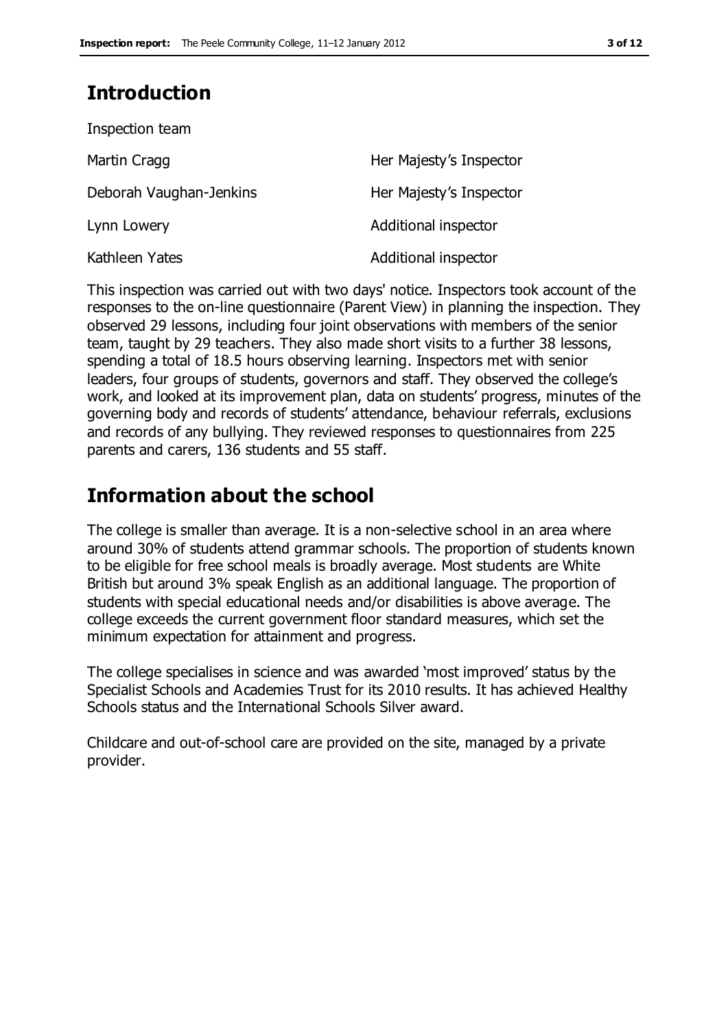## Introduction

Inspection team

| | |
|---|---|
| Martin Cragg | Her Majesty's Inspector |
| Deborah Vaughan-Jenkins | Her Majesty's Inspector |
| Lynn Lowery | Additional inspector |
| Kathleen Yates | Additional inspector |

This inspection was carried out with two days' notice. Inspectors took account of the responses to the on-line questionnaire (Parent View) in planning the inspection. They observed 29 lessons, including four joint observations with members of the senior team, taught by 29 teachers. They also made short visits to a further 38 lessons, spending a total of 18.5 hours observing learning. Inspectors met with senior leaders, four groups of students, governors and staff. They observed the college's work, and looked at its improvement plan, data on students' progress, minutes of the governing body and records of students' attendance, behaviour referrals, exclusions and records of any bullying. They reviewed responses to questionnaires from 225 parents and carers, 136 students and 55 staff.

## Information about the school

The college is smaller than average. It is a non-selective school in an area where around 30% of students attend grammar schools. The proportion of students known to be eligible for free school meals is broadly average. Most students are White British but around 3% speak English as an additional language. The proportion of students with special educational needs and/or disabilities is above average. The college exceeds the current government floor standard measures, which set the minimum expectation for attainment and progress.

The college specialises in science and was awarded 'most improved' status by the Specialist Schools and Academies Trust for its 2010 results. It has achieved Healthy Schools status and the International Schools Silver award.

Childcare and out-of-school care are provided on the site, managed by a private provider.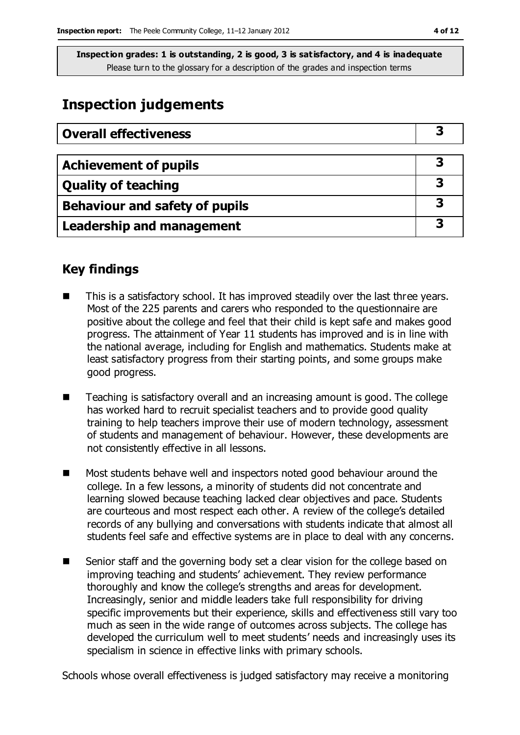**Inspection grades: 1 is outstanding, 2 is good, 3 is satisfactory, and 4 is inadequate**
Please turn to the glossary for a description of the grades and inspection terms

## Inspection judgements

| Overall effectiveness | 3 |
|---|---|

| Achievement of pupils | 3 |
|---|---|
| Quality of teaching | 3 |
| Behaviour and safety of pupils | 3 |
| Leadership and management | 3 |

### Key findings

- This is a satisfactory school. It has improved steadily over the last three years. Most of the 225 parents and carers who responded to the questionnaire are positive about the college and feel that their child is kept safe and makes good progress. The attainment of Year 11 students has improved and is in line with the national average, including for English and mathematics. Students make at least satisfactory progress from their starting points, and some groups make good progress.

- Teaching is satisfactory overall and an increasing amount is good. The college has worked hard to recruit specialist teachers and to provide good quality training to help teachers improve their use of modern technology, assessment of students and management of behaviour. However, these developments are not consistently effective in all lessons.

- Most students behave well and inspectors noted good behaviour around the college. In a few lessons, a minority of students did not concentrate and learning slowed because teaching lacked clear objectives and pace. Students are courteous and most respect each other. A review of the college's detailed records of any bullying and conversations with students indicate that almost all students feel safe and effective systems are in place to deal with any concerns.

- Senior staff and the governing body set a clear vision for the college based on improving teaching and students' achievement. They review performance thoroughly and know the college's strengths and areas for development. Increasingly, senior and middle leaders take full responsibility for driving specific improvements but their experience, skills and effectiveness still vary too much as seen in the wide range of outcomes across subjects. The college has developed the curriculum well to meet students' needs and increasingly uses its specialism in science in effective links with primary schools.

Schools whose overall effectiveness is judged satisfactory may receive a monitoring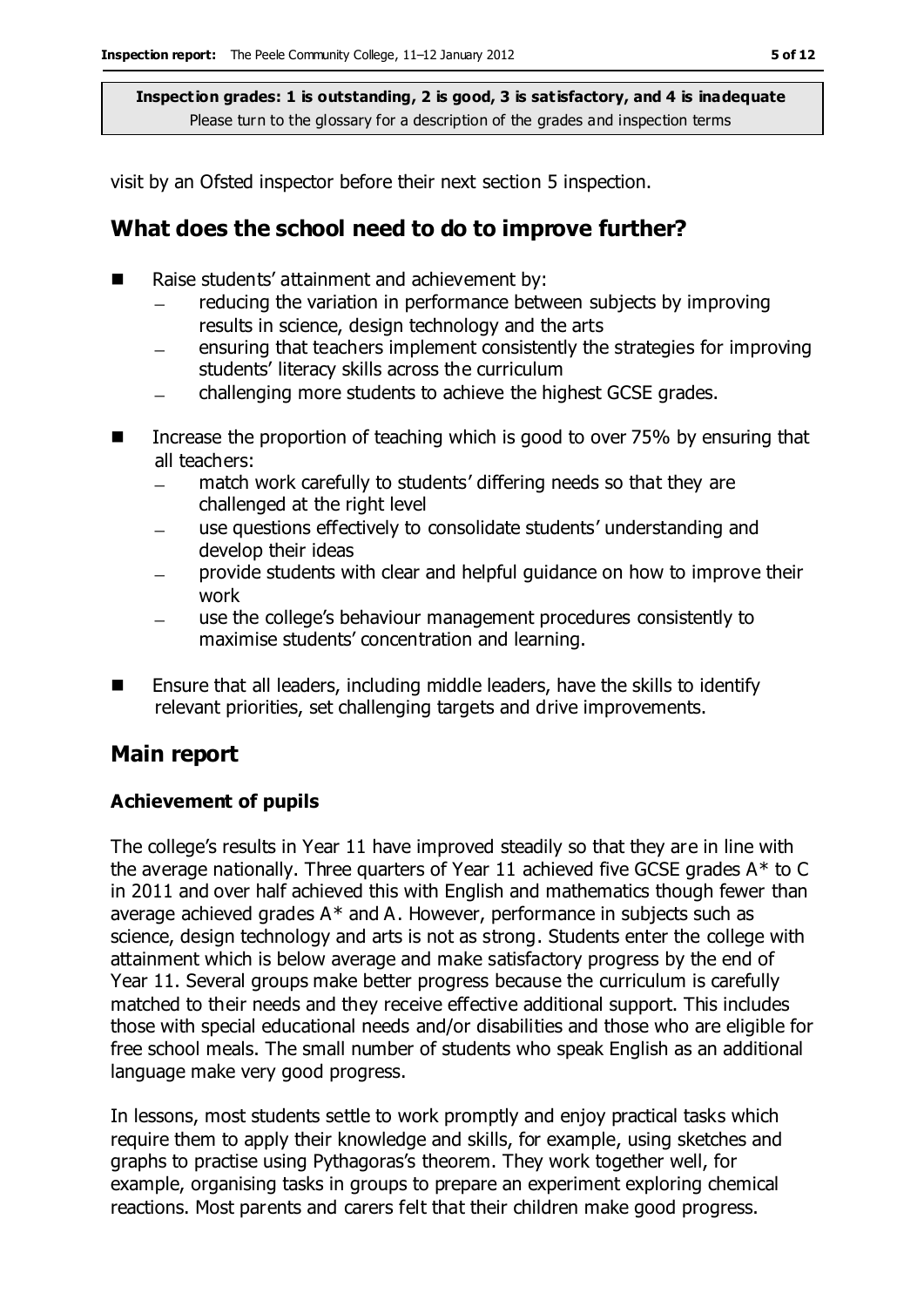visit by an Ofsted inspector before their next section 5 inspection.

## What does the school need to do to improve further?

- Raise students' attainment and achievement by:
  - reducing the variation in performance between subjects by improving results in science, design technology and the arts
  - ensuring that teachers implement consistently the strategies for improving students' literacy skills across the curriculum
  - challenging more students to achieve the highest GCSE grades.
- Increase the proportion of teaching which is good to over 75% by ensuring that all teachers:
  - match work carefully to students' differing needs so that they are challenged at the right level
  - use questions effectively to consolidate students' understanding and develop their ideas
  - provide students with clear and helpful guidance on how to improve their work
  - use the college's behaviour management procedures consistently to maximise students' concentration and learning.
- Ensure that all leaders, including middle leaders, have the skills to identify relevant priorities, set challenging targets and drive improvements.

## Main report

### Achievement of pupils

The college's results in Year 11 have improved steadily so that they are in line with the average nationally. Three quarters of Year 11 achieved five GCSE grades A* to C in 2011 and over half achieved this with English and mathematics though fewer than average achieved grades A* and A. However, performance in subjects such as science, design technology and arts is not as strong. Students enter the college with attainment which is below average and make satisfactory progress by the end of Year 11. Several groups make better progress because the curriculum is carefully matched to their needs and they receive effective additional support. This includes those with special educational needs and/or disabilities and those who are eligible for free school meals. The small number of students who speak English as an additional language make very good progress.

In lessons, most students settle to work promptly and enjoy practical tasks which require them to apply their knowledge and skills, for example, using sketches and graphs to practise using Pythagoras's theorem. They work together well, for example, organising tasks in groups to prepare an experiment exploring chemical reactions. Most parents and carers felt that their children make good progress.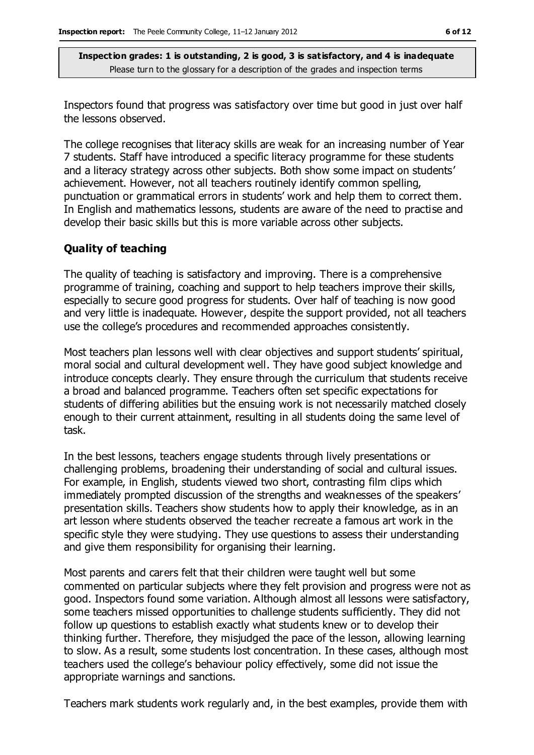Inspectors found that progress was satisfactory over time but good in just over half the lessons observed.

The college recognises that literacy skills are weak for an increasing number of Year 7 students. Staff have introduced a specific literacy programme for these students and a literacy strategy across other subjects. Both show some impact on students' achievement. However, not all teachers routinely identify common spelling, punctuation or grammatical errors in students' work and help them to correct them. In English and mathematics lessons, students are aware of the need to practise and develop their basic skills but this is more variable across other subjects.

### Quality of teaching

The quality of teaching is satisfactory and improving. There is a comprehensive programme of training, coaching and support to help teachers improve their skills, especially to secure good progress for students. Over half of teaching is now good and very little is inadequate. However, despite the support provided, not all teachers use the college's procedures and recommended approaches consistently.

Most teachers plan lessons well with clear objectives and support students' spiritual, moral social and cultural development well. They have good subject knowledge and introduce concepts clearly. They ensure through the curriculum that students receive a broad and balanced programme. Teachers often set specific expectations for students of differing abilities but the ensuing work is not necessarily matched closely enough to their current attainment, resulting in all students doing the same level of task.

In the best lessons, teachers engage students through lively presentations or challenging problems, broadening their understanding of social and cultural issues. For example, in English, students viewed two short, contrasting film clips which immediately prompted discussion of the strengths and weaknesses of the speakers' presentation skills. Teachers show students how to apply their knowledge, as in an art lesson where students observed the teacher recreate a famous art work in the specific style they were studying. They use questions to assess their understanding and give them responsibility for organising their learning.

Most parents and carers felt that their children were taught well but some commented on particular subjects where they felt provision and progress were not as good. Inspectors found some variation. Although almost all lessons were satisfactory, some teachers missed opportunities to challenge students sufficiently. They did not follow up questions to establish exactly what students knew or to develop their thinking further. Therefore, they misjudged the pace of the lesson, allowing learning to slow. As a result, some students lost concentration. In these cases, although most teachers used the college's behaviour policy effectively, some did not issue the appropriate warnings and sanctions.

Teachers mark students work regularly and, in the best examples, provide them with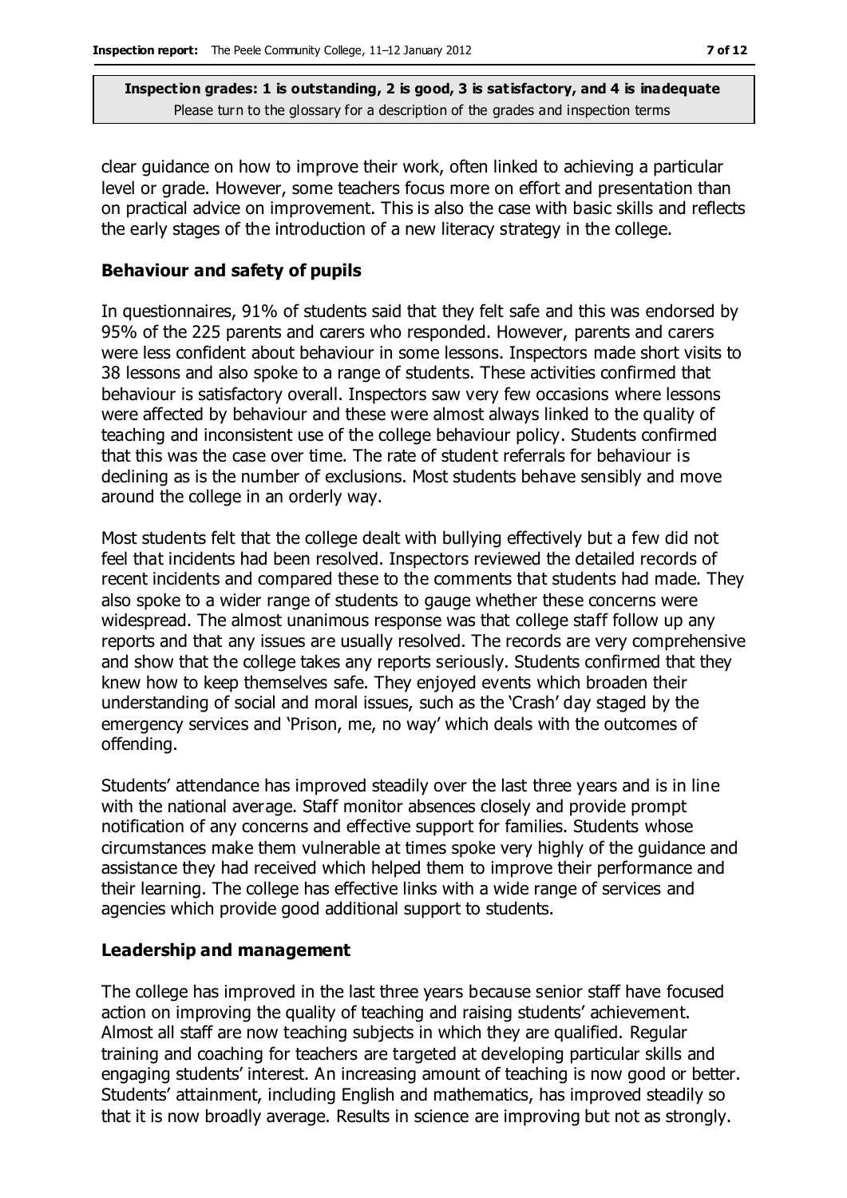clear guidance on how to improve their work, often linked to achieving a particular level or grade. However, some teachers focus more on effort and presentation than on practical advice on improvement. This is also the case with basic skills and reflects the early stages of the introduction of a new literacy strategy in the college.

### Behaviour and safety of pupils

In questionnaires, 91% of students said that they felt safe and this was endorsed by 95% of the 225 parents and carers who responded. However, parents and carers were less confident about behaviour in some lessons. Inspectors made short visits to 38 lessons and also spoke to a range of students. These activities confirmed that behaviour is satisfactory overall. Inspectors saw very few occasions where lessons were affected by behaviour and these were almost always linked to the quality of teaching and inconsistent use of the college behaviour policy. Students confirmed that this was the case over time. The rate of student referrals for behaviour is declining as is the number of exclusions. Most students behave sensibly and move around the college in an orderly way.

Most students felt that the college dealt with bullying effectively but a few did not feel that incidents had been resolved. Inspectors reviewed the detailed records of recent incidents and compared these to the comments that students had made. They also spoke to a wider range of students to gauge whether these concerns were widespread. The almost unanimous response was that college staff follow up any reports and that any issues are usually resolved. The records are very comprehensive and show that the college takes any reports seriously. Students confirmed that they knew how to keep themselves safe. They enjoyed events which broaden their understanding of social and moral issues, such as the 'Crash' day staged by the emergency services and 'Prison, me, no way' which deals with the outcomes of offending.

Students' attendance has improved steadily over the last three years and is in line with the national average. Staff monitor absences closely and provide prompt notification of any concerns and effective support for families. Students whose circumstances make them vulnerable at times spoke very highly of the guidance and assistance they had received which helped them to improve their performance and their learning. The college has effective links with a wide range of services and agencies which provide good additional support to students.

### Leadership and management

The college has improved in the last three years because senior staff have focused action on improving the quality of teaching and raising students' achievement. Almost all staff are now teaching subjects in which they are qualified. Regular training and coaching for teachers are targeted at developing particular skills and engaging students' interest. An increasing amount of teaching is now good or better. Students' attainment, including English and mathematics, has improved steadily so that it is now broadly average. Results in science are improving but not as strongly.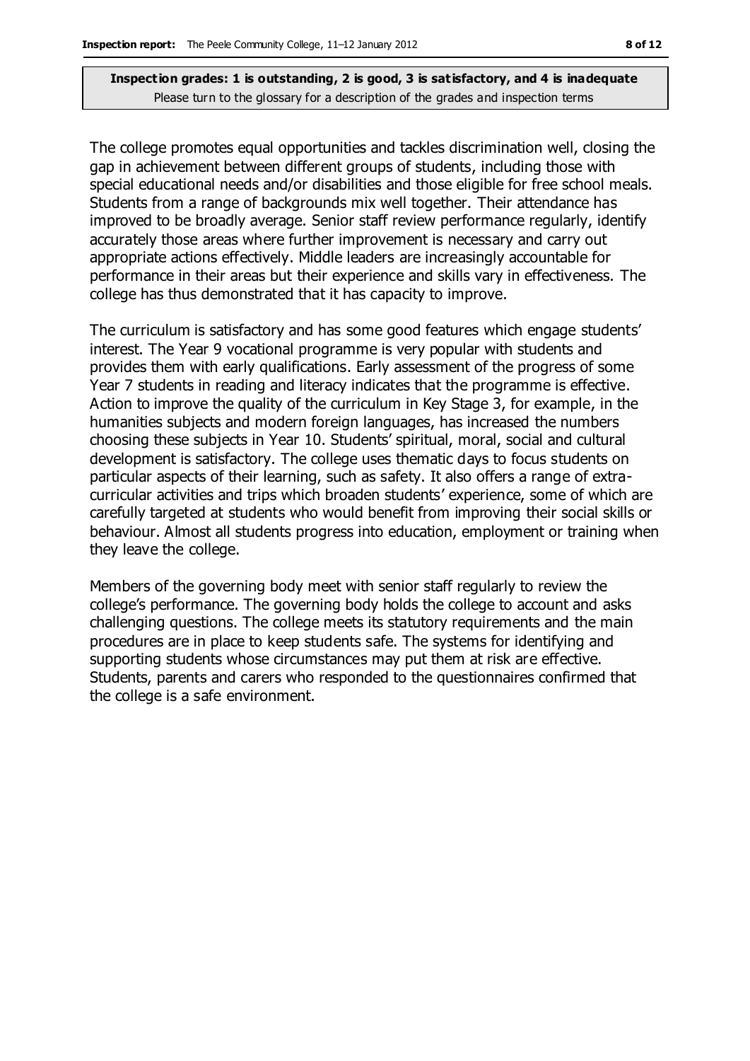The college promotes equal opportunities and tackles discrimination well, closing the gap in achievement between different groups of students, including those with special educational needs and/or disabilities and those eligible for free school meals. Students from a range of backgrounds mix well together. Their attendance has improved to be broadly average. Senior staff review performance regularly, identify accurately those areas where further improvement is necessary and carry out appropriate actions effectively. Middle leaders are increasingly accountable for performance in their areas but their experience and skills vary in effectiveness. The college has thus demonstrated that it has capacity to improve.

The curriculum is satisfactory and has some good features which engage students' interest. The Year 9 vocational programme is very popular with students and provides them with early qualifications. Early assessment of the progress of some Year 7 students in reading and literacy indicates that the programme is effective. Action to improve the quality of the curriculum in Key Stage 3, for example, in the humanities subjects and modern foreign languages, has increased the numbers choosing these subjects in Year 10. Students' spiritual, moral, social and cultural development is satisfactory. The college uses thematic days to focus students on particular aspects of their learning, such as safety. It also offers a range of extra-curricular activities and trips which broaden students' experience, some of which are carefully targeted at students who would benefit from improving their social skills or behaviour. Almost all students progress into education, employment or training when they leave the college.

Members of the governing body meet with senior staff regularly to review the college's performance. The governing body holds the college to account and asks challenging questions. The college meets its statutory requirements and the main procedures are in place to keep students safe. The systems for identifying and supporting students whose circumstances may put them at risk are effective. Students, parents and carers who responded to the questionnaires confirmed that the college is a safe environment.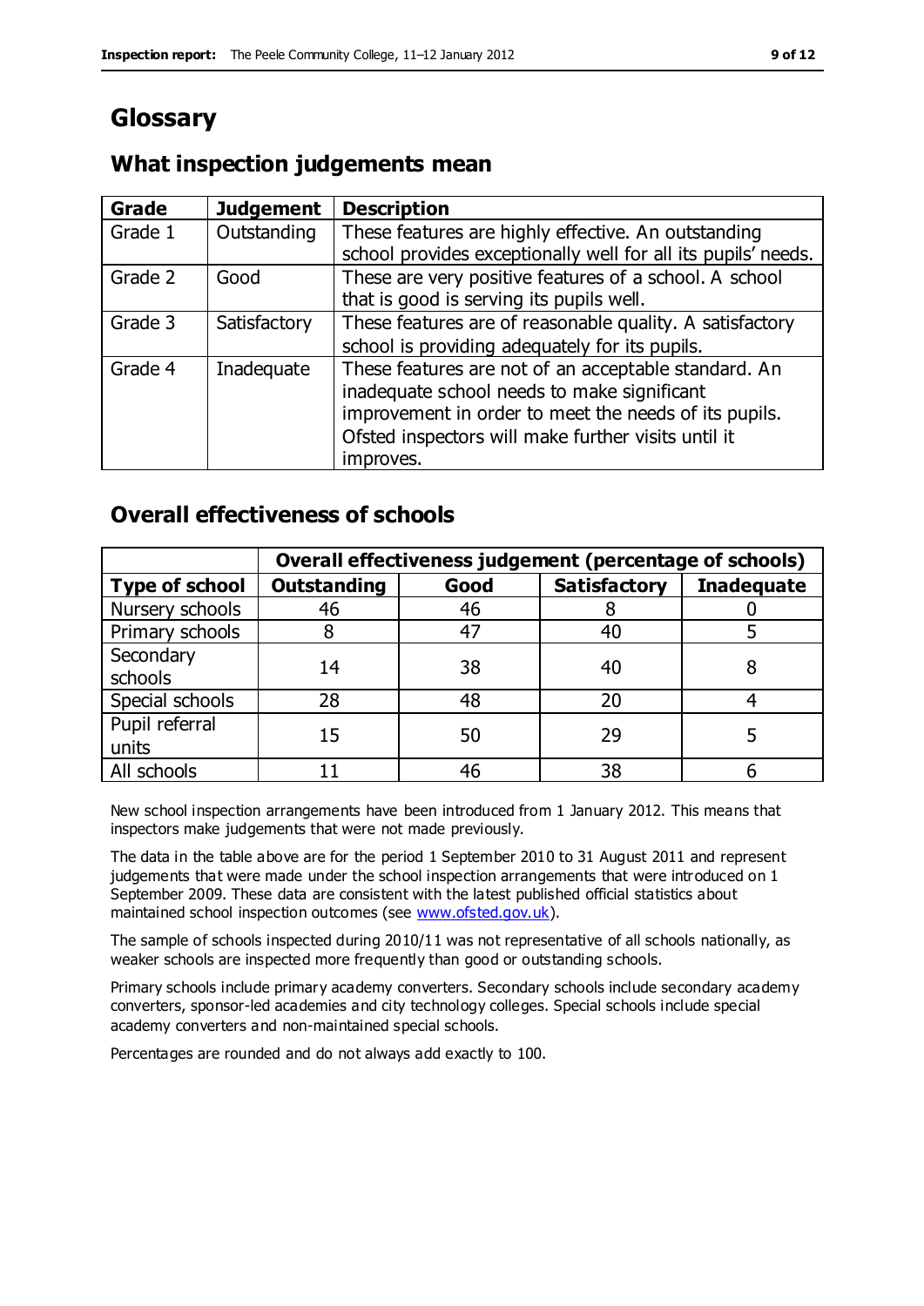# Glossary

## What inspection judgements mean

| Grade | Judgement | Description |
| --- | --- | --- |
| Grade 1 | Outstanding | These features are highly effective. An outstanding school provides exceptionally well for all its pupils' needs. |
| Grade 2 | Good | These are very positive features of a school. A school that is good is serving its pupils well. |
| Grade 3 | Satisfactory | These features are of reasonable quality. A satisfactory school is providing adequately for its pupils. |
| Grade 4 | Inadequate | These features are not of an acceptable standard. An inadequate school needs to make significant improvement in order to meet the needs of its pupils. Ofsted inspectors will make further visits until it improves. |

## Overall effectiveness of schools

| | Overall effectiveness judgement (percentage of schools) | | | |
| --- | --- | --- | --- | --- |
| **Type of school** | **Outstanding** | **Good** | **Satisfactory** | **Inadequate** |
| Nursery schools | 46 | 46 | 8 | 0 |
| Primary schools | 8 | 47 | 40 | 5 |
| Secondary schools | 14 | 38 | 40 | 8 |
| Special schools | 28 | 48 | 20 | 4 |
| Pupil referral units | 15 | 50 | 29 | 5 |
| All schools | 11 | 46 | 38 | 6 |

New school inspection arrangements have been introduced from 1 January 2012. This means that inspectors make judgements that were not made previously.

The data in the table above are for the period 1 September 2010 to 31 August 2011 and represent judgements that were made under the school inspection arrangements that were introduced on 1 September 2009. These data are consistent with the latest published official statistics about maintained school inspection outcomes (see www.ofsted.gov.uk).

The sample of schools inspected during 2010/11 was not representative of all schools nationally, as weaker schools are inspected more frequently than good or outstanding schools.

Primary schools include primary academy converters. Secondary schools include secondary academy converters, sponsor-led academies and city technology colleges. Special schools include special academy converters and non-maintained special schools.

Percentages are rounded and do not always add exactly to 100.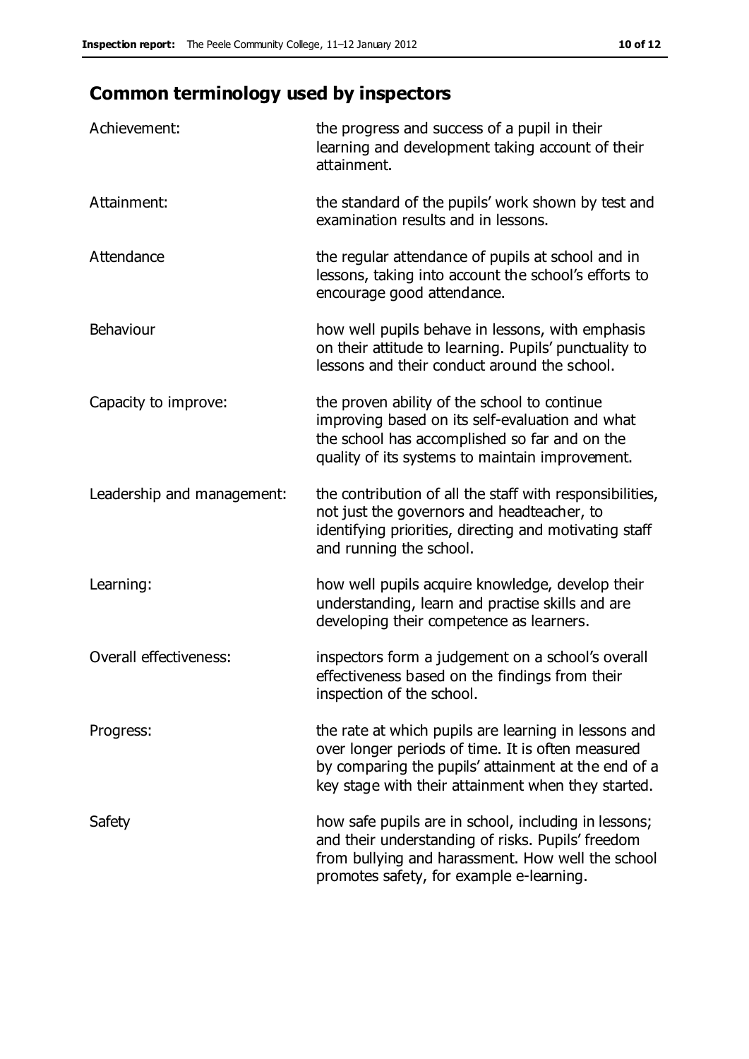## Common terminology used by inspectors

| | |
|---|---|
| Achievement: | the progress and success of a pupil in their learning and development taking account of their attainment. |
| Attainment: | the standard of the pupils' work shown by test and examination results and in lessons. |
| Attendance | the regular attendance of pupils at school and in lessons, taking into account the school's efforts to encourage good attendance. |
| Behaviour | how well pupils behave in lessons, with emphasis on their attitude to learning. Pupils' punctuality to lessons and their conduct around the school. |
| Capacity to improve: | the proven ability of the school to continue improving based on its self-evaluation and what the school has accomplished so far and on the quality of its systems to maintain improvement. |
| Leadership and management: | the contribution of all the staff with responsibilities, not just the governors and headteacher, to identifying priorities, directing and motivating staff and running the school. |
| Learning: | how well pupils acquire knowledge, develop their understanding, learn and practise skills and are developing their competence as learners. |
| Overall effectiveness: | inspectors form a judgement on a school's overall effectiveness based on the findings from their inspection of the school. |
| Progress: | the rate at which pupils are learning in lessons and over longer periods of time. It is often measured by comparing the pupils' attainment at the end of a key stage with their attainment when they started. |
| Safety | how safe pupils are in school, including in lessons; and their understanding of risks. Pupils' freedom from bullying and harassment. How well the school promotes safety, for example e-learning. |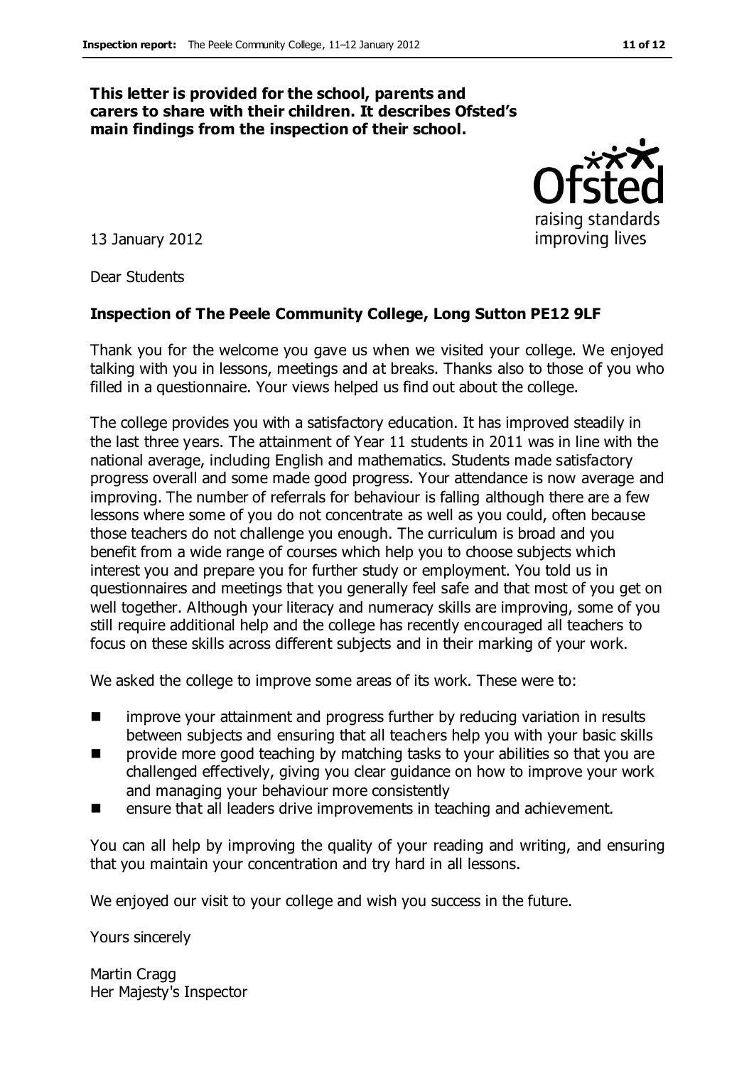**This letter is provided for the school, parents and carers to share with their children. It describes Ofsted's main findings from the inspection of their school.**

13 January 2012

Dear Students

**Inspection of The Peele Community College, Long Sutton PE12 9LF**

Thank you for the welcome you gave us when we visited your college. We enjoyed talking with you in lessons, meetings and at breaks. Thanks also to those of you who filled in a questionnaire. Your views helped us find out about the college.

The college provides you with a satisfactory education. It has improved steadily in the last three years. The attainment of Year 11 students in 2011 was in line with the national average, including English and mathematics. Students made satisfactory progress overall and some made good progress. Your attendance is now average and improving. The number of referrals for behaviour is falling although there are a few lessons where some of you do not concentrate as well as you could, often because those teachers do not challenge you enough. The curriculum is broad and you benefit from a wide range of courses which help you to choose subjects which interest you and prepare you for further study or employment. You told us in questionnaires and meetings that you generally feel safe and that most of you get on well together. Although your literacy and numeracy skills are improving, some of you still require additional help and the college has recently encouraged all teachers to focus on these skills across different subjects and in their marking of your work.

We asked the college to improve some areas of its work. These were to:

- improve your attainment and progress further by reducing variation in results between subjects and ensuring that all teachers help you with your basic skills
- provide more good teaching by matching tasks to your abilities so that you are challenged effectively, giving you clear guidance on how to improve your work and managing your behaviour more consistently
- ensure that all leaders drive improvements in teaching and achievement.

You can all help by improving the quality of your reading and writing, and ensuring that you maintain your concentration and try hard in all lessons.

We enjoyed our visit to your college and wish you success in the future.

Yours sincerely

Martin Cragg
Her Majesty's Inspector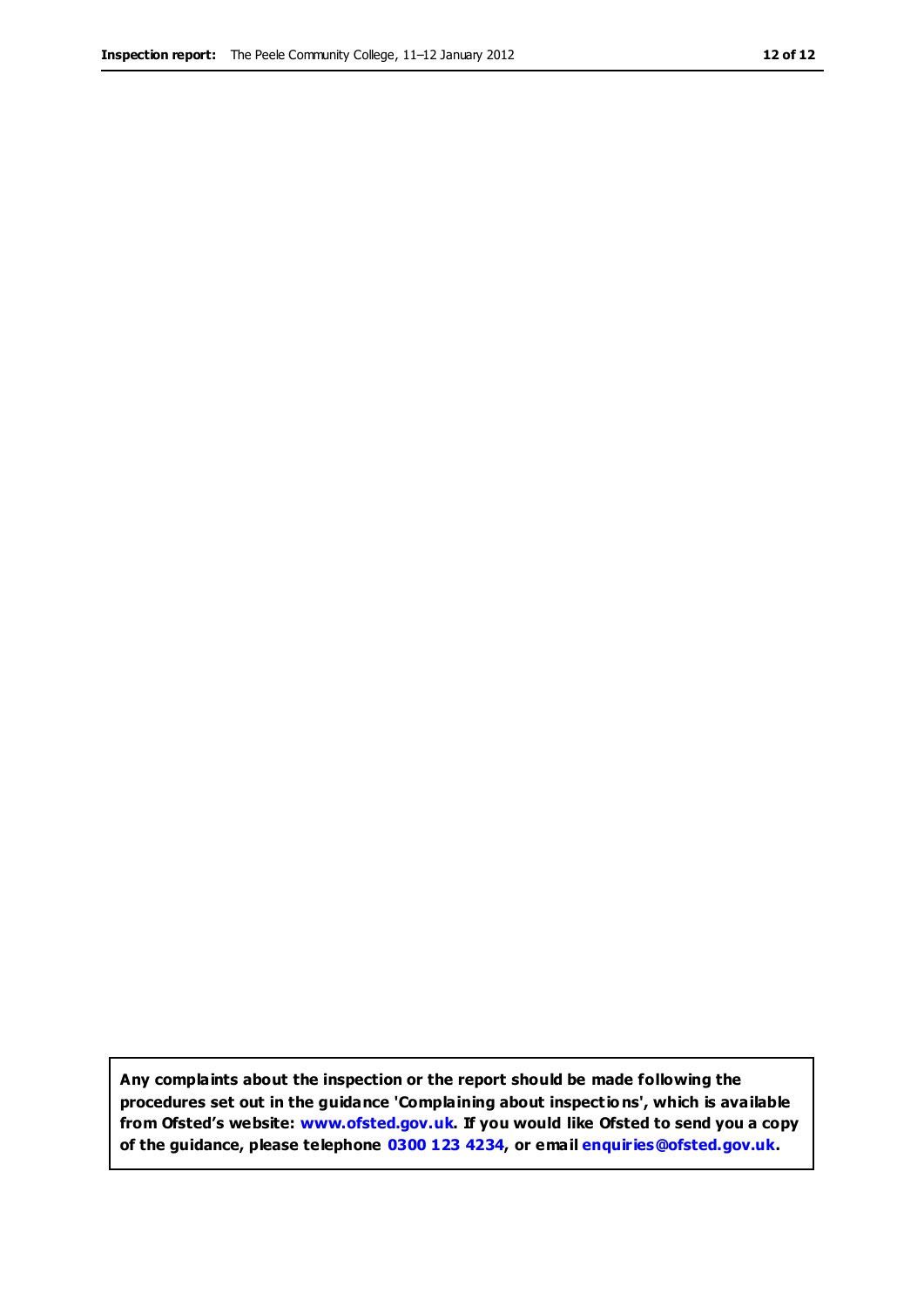**Any complaints about the inspection or the report should be made following the procedures set out in the guidance 'Complaining about inspections', which is available from Ofsted's website: www.ofsted.gov.uk. If you would like Ofsted to send you a copy of the guidance, please telephone 0300 123 4234, or email enquiries@ofsted.gov.uk.**